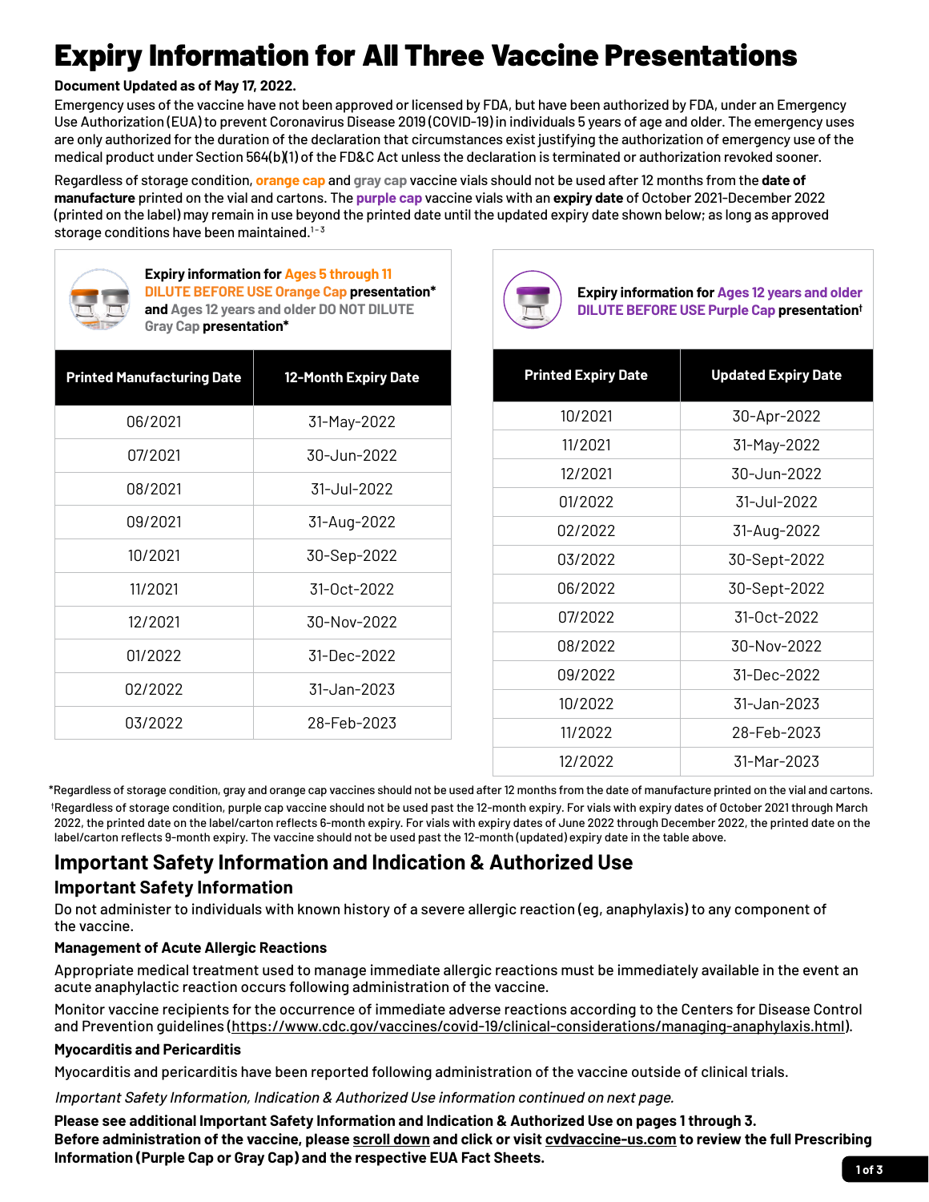# Expiry Information for All Three Vaccine Presentations

**Document Updated as of May 17, 2022.**

Emergency uses of the vaccine have not been approved or licensed by FDA, but have been authorized by FDA, under an Emergency Use Authorization (EUA) to prevent Coronavirus Disease 2019 (COVID-19) in individuals 5 years of age and older. The emergency uses are only authorized for the duration of the declaration that circumstances exist justifying the authorization of emergency use of the medical product under Section 564(b)(1) of the FD&C Act unless the declaration is terminated or authorization revoked sooner.

Regardless of storage condition, **orange cap** and **gray cap** vaccine vials should not be used after 12 months from the **date of manufacture** printed on the vial and cartons. The **purple cap** vaccine vials with an **expiry date** of October 2021-December 2022 (printed on the label) may remain in use beyond the printed date until the updated expiry date shown below; as long as approved storage conditions have been maintained.[1-3]

**Expiry information for Ages 5 through 11 DILUTE BEFORE USE Orange Cap presentation\* and Ages 12 years and older DO NOT DILUTE Gray Cap presentation\***

| Printed Manufacturing Date | 12-Month Expiry Date |
|---|---|
| 06/2021 | 31-May-2022 |
| 07/2021 | 30-Jun-2022 |
| 08/2021 | 31-Jul-2022 |
| 09/2021 | 31-Aug-2022 |
| 10/2021 | 30-Sep-2022 |
| 11/2021 | 31-Oct-2022 |
| 12/2021 | 30-Nov-2022 |
| 01/2022 | 31-Dec-2022 |
| 02/2022 | 31-Jan-2023 |
| 03/2022 | 28-Feb-2023 |

**Expiry information for Ages 12 years and older DILUTE BEFORE USE Purple Cap presentation†**

| Printed Expiry Date | Updated Expiry Date |
|---|---|
| 10/2021 | 30-Apr-2022 |
| 11/2021 | 31-May-2022 |
| 12/2021 | 30-Jun-2022 |
| 01/2022 | 31-Jul-2022 |
| 02/2022 | 31-Aug-2022 |
| 03/2022 | 30-Sept-2022 |
| 06/2022 | 30-Sept-2022 |
| 07/2022 | 31-Oct-2022 |
| 08/2022 | 30-Nov-2022 |
| 09/2022 | 31-Dec-2022 |
| 10/2022 | 31-Jan-2023 |
| 11/2022 | 28-Feb-2023 |
| 12/2022 | 31-Mar-2023 |

\*Regardless of storage condition, gray and orange cap vaccines should not be used after 12 months from the date of manufacture printed on the vial and cartons.

†Regardless of storage condition, purple cap vaccine should not be used past the 12-month expiry. For vials with expiry dates of October 2021 through March 2022, the printed date on the label/carton reflects 6-month expiry. For vials with expiry dates of June 2022 through December 2022, the printed date on the label/carton reflects 9-month expiry. The vaccine should not be used past the 12-month (updated) expiry date in the table above.

## Important Safety Information and Indication & Authorized Use

### Important Safety Information

Do not administer to individuals with known history of a severe allergic reaction (eg, anaphylaxis) to any component of the vaccine.

**Management of Acute Allergic Reactions**

Appropriate medical treatment used to manage immediate allergic reactions must be immediately available in the event an acute anaphylactic reaction occurs following administration of the vaccine.

Monitor vaccine recipients for the occurrence of immediate adverse reactions according to the Centers for Disease Control and Prevention guidelines (https://www.cdc.gov/vaccines/covid-19/clinical-considerations/managing-anaphylaxis.html).

**Myocarditis and Pericarditis**

Myocarditis and pericarditis have been reported following administration of the vaccine outside of clinical trials.

*Important Safety Information, Indication & Authorized Use information continued on next page.*

**Please see additional Important Safety Information and Indication & Authorized Use on pages 1 through 3.**
**Before administration of the vaccine, please scroll down and click or visit cvdvaccine-us.com to review the full Prescribing Information (Purple Cap or Gray Cap) and the respective EUA Fact Sheets.**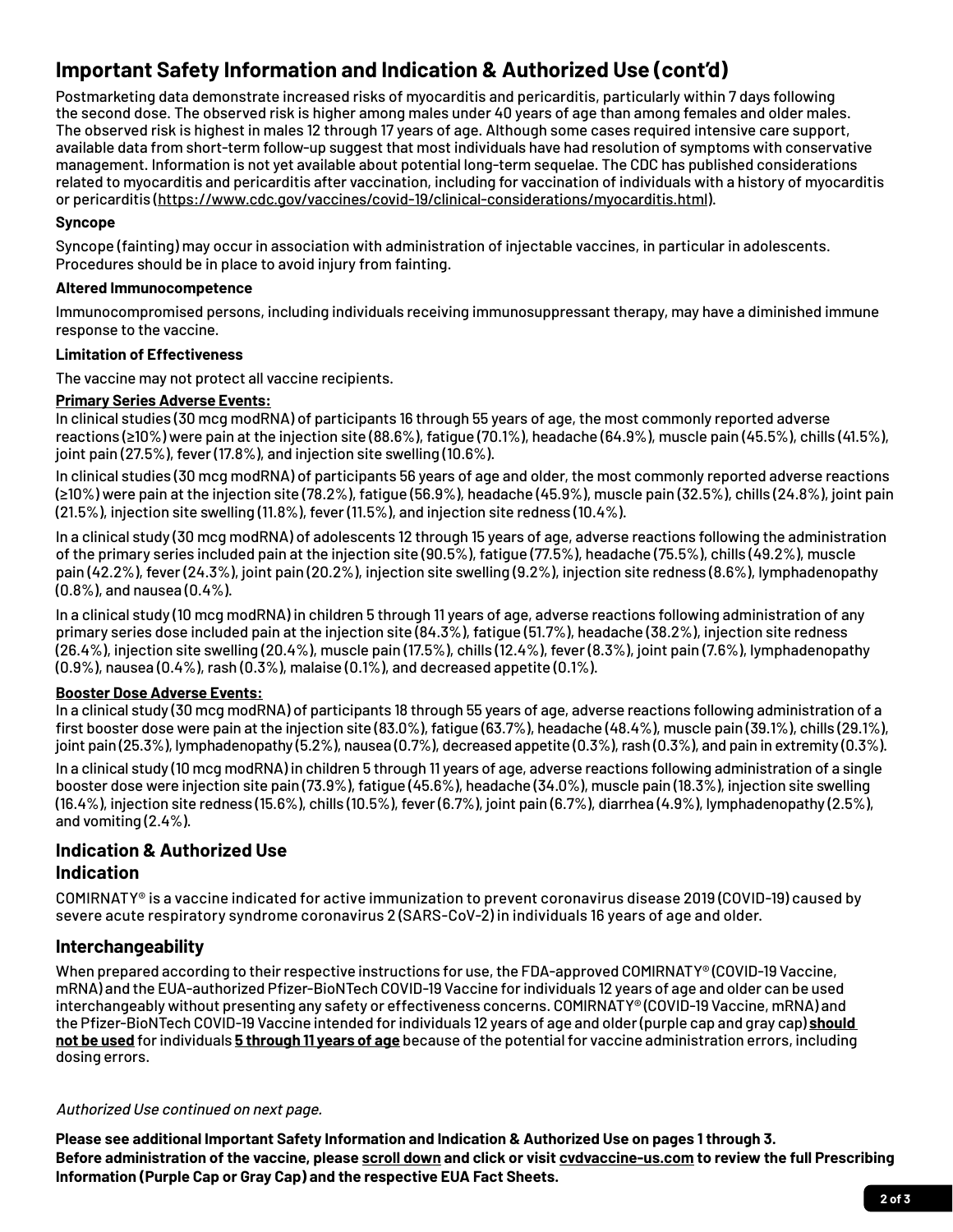## Important Safety Information and Indication & Authorized Use (cont'd)

Postmarketing data demonstrate increased risks of myocarditis and pericarditis, particularly within 7 days following the second dose. The observed risk is higher among males under 40 years of age than among females and older males. The observed risk is highest in males 12 through 17 years of age. Although some cases required intensive care support, available data from short-term follow-up suggest that most individuals have had resolution of symptoms with conservative management. Information is not yet available about potential long-term sequelae. The CDC has published considerations related to myocarditis and pericarditis after vaccination, including for vaccination of individuals with a history of myocarditis or pericarditis (https://www.cdc.gov/vaccines/covid-19/clinical-considerations/myocarditis.html).

**Syncope**

Syncope (fainting) may occur in association with administration of injectable vaccines, in particular in adolescents. Procedures should be in place to avoid injury from fainting.

**Altered Immunocompetence**

Immunocompromised persons, including individuals receiving immunosuppressant therapy, may have a diminished immune response to the vaccine.

**Limitation of Effectiveness**

The vaccine may not protect all vaccine recipients.

**Primary Series Adverse Events:**

In clinical studies (30 mcg modRNA) of participants 16 through 55 years of age, the most commonly reported adverse reactions (≥10%) were pain at the injection site (88.6%), fatigue (70.1%), headache (64.9%), muscle pain (45.5%), chills (41.5%), joint pain (27.5%), fever (17.8%), and injection site swelling (10.6%).

In clinical studies (30 mcg modRNA) of participants 56 years of age and older, the most commonly reported adverse reactions (≥10%) were pain at the injection site (78.2%), fatigue (56.9%), headache (45.9%), muscle pain (32.5%), chills (24.8%), joint pain (21.5%), injection site swelling (11.8%), fever (11.5%), and injection site redness (10.4%).

In a clinical study (30 mcg modRNA) of adolescents 12 through 15 years of age, adverse reactions following the administration of the primary series included pain at the injection site (90.5%), fatigue (77.5%), headache (75.5%), chills (49.2%), muscle pain (42.2%), fever (24.3%), joint pain (20.2%), injection site swelling (9.2%), injection site redness (8.6%), lymphadenopathy (0.8%), and nausea (0.4%).

In a clinical study (10 mcg modRNA) in children 5 through 11 years of age, adverse reactions following administration of any primary series dose included pain at the injection site (84.3%), fatigue (51.7%), headache (38.2%), injection site redness (26.4%), injection site swelling (20.4%), muscle pain (17.5%), chills (12.4%), fever (8.3%), joint pain (7.6%), lymphadenopathy (0.9%), nausea (0.4%), rash (0.3%), malaise (0.1%), and decreased appetite (0.1%).

**Booster Dose Adverse Events:**

In a clinical study (30 mcg modRNA) of participants 18 through 55 years of age, adverse reactions following administration of a first booster dose were pain at the injection site (83.0%), fatigue (63.7%), headache (48.4%), muscle pain (39.1%), chills (29.1%), joint pain (25.3%), lymphadenopathy (5.2%), nausea (0.7%), decreased appetite (0.3%), rash (0.3%), and pain in extremity (0.3%).

In a clinical study (10 mcg modRNA) in children 5 through 11 years of age, adverse reactions following administration of a single booster dose were injection site pain (73.9%), fatigue (45.6%), headache (34.0%), muscle pain (18.3%), injection site swelling (16.4%), injection site redness (15.6%), chills (10.5%), fever (6.7%), joint pain (6.7%), diarrhea (4.9%), lymphadenopathy (2.5%), and vomiting (2.4%).

## Indication & Authorized Use

### Indication

COMIRNATY® is a vaccine indicated for active immunization to prevent coronavirus disease 2019 (COVID-19) caused by severe acute respiratory syndrome coronavirus 2 (SARS-CoV-2) in individuals 16 years of age and older.

### Interchangeability

When prepared according to their respective instructions for use, the FDA-approved COMIRNATY® (COVID-19 Vaccine, mRNA) and the EUA-authorized Pfizer-BioNTech COVID-19 Vaccine for individuals 12 years of age and older can be used interchangeably without presenting any safety or effectiveness concerns. COMIRNATY® (COVID-19 Vaccine, mRNA) and the Pfizer-BioNTech COVID-19 Vaccine intended for individuals 12 years of age and older (purple cap and gray cap) **should not be used** for individuals **5 through 11 years of age** because of the potential for vaccine administration errors, including dosing errors.

*Authorized Use continued on next page.*

**Please see additional Important Safety Information and Indication & Authorized Use on pages 1 through 3. Before administration of the vaccine, please scroll down and click or visit cvdvaccine-us.com to review the full Prescribing Information (Purple Cap or Gray Cap) and the respective EUA Fact Sheets.**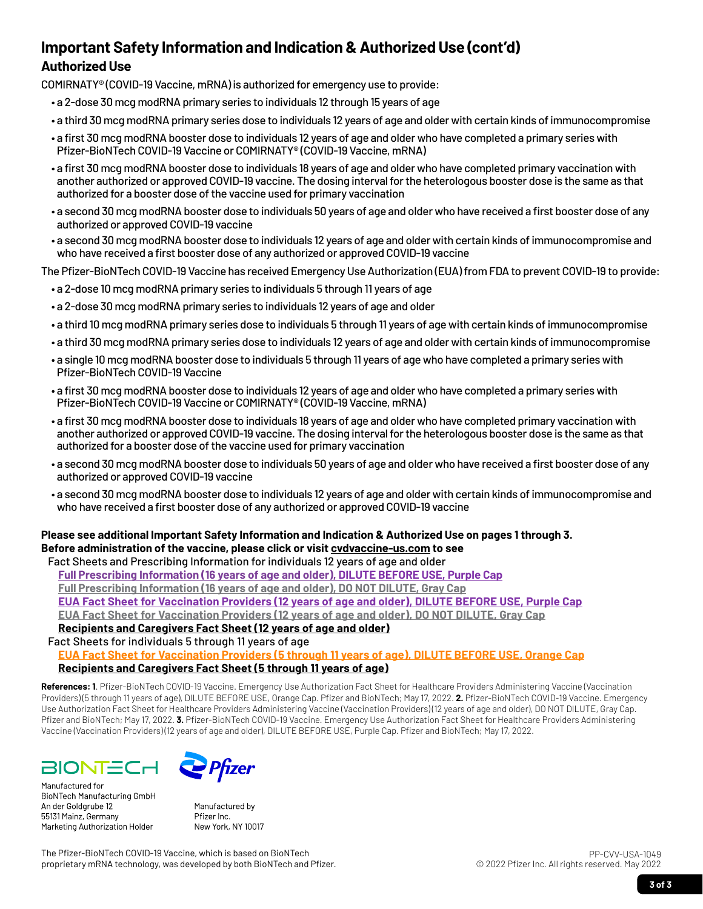# Important Safety Information and Indication & Authorized Use (cont'd)

## Authorized Use

COMIRNATY® (COVID-19 Vaccine, mRNA) is authorized for emergency use to provide:

- a 2-dose 30 mcg modRNA primary series to individuals 12 through 15 years of age
- a third 30 mcg modRNA primary series dose to individuals 12 years of age and older with certain kinds of immunocompromise
- a first 30 mcg modRNA booster dose to individuals 12 years of age and older who have completed a primary series with Pfizer-BioNTech COVID-19 Vaccine or COMIRNATY® (COVID-19 Vaccine, mRNA)
- a first 30 mcg modRNA booster dose to individuals 18 years of age and older who have completed primary vaccination with another authorized or approved COVID-19 vaccine. The dosing interval for the heterologous booster dose is the same as that authorized for a booster dose of the vaccine used for primary vaccination
- a second 30 mcg modRNA booster dose to individuals 50 years of age and older who have received a first booster dose of any authorized or approved COVID-19 vaccine
- a second 30 mcg modRNA booster dose to individuals 12 years of age and older with certain kinds of immunocompromise and who have received a first booster dose of any authorized or approved COVID-19 vaccine

The Pfizer-BioNTech COVID-19 Vaccine has received Emergency Use Authorization (EUA) from FDA to prevent COVID-19 to provide:

- a 2-dose 10 mcg modRNA primary series to individuals 5 through 11 years of age
- a 2-dose 30 mcg modRNA primary series to individuals 12 years of age and older
- a third 10 mcg modRNA primary series dose to individuals 5 through 11 years of age with certain kinds of immunocompromise
- a third 30 mcg modRNA primary series dose to individuals 12 years of age and older with certain kinds of immunocompromise
- a single 10 mcg modRNA booster dose to individuals 5 through 11 years of age who have completed a primary series with Pfizer-BioNTech COVID-19 Vaccine
- a first 30 mcg modRNA booster dose to individuals 12 years of age and older who have completed a primary series with Pfizer-BioNTech COVID-19 Vaccine or COMIRNATY® (COVID-19 Vaccine, mRNA)
- a first 30 mcg modRNA booster dose to individuals 18 years of age and older who have completed primary vaccination with another authorized or approved COVID-19 vaccine. The dosing interval for the heterologous booster dose is the same as that authorized for a booster dose of the vaccine used for primary vaccination
- a second 30 mcg modRNA booster dose to individuals 50 years of age and older who have received a first booster dose of any authorized or approved COVID-19 vaccine
- a second 30 mcg modRNA booster dose to individuals 12 years of age and older with certain kinds of immunocompromise and who have received a first booster dose of any authorized or approved COVID-19 vaccine

**Please see additional Important Safety Information and Indication & Authorized Use on pages 1 through 3.**
**Before administration of the vaccine, please click or visit cvdvaccine-us.com to see**

Fact Sheets and Prescribing Information for individuals 12 years of age and older

- **Full Prescribing Information (16 years of age and older), DILUTE BEFORE USE, Purple Cap**
- **Full Prescribing Information (16 years of age and older), DO NOT DILUTE, Gray Cap**
- **EUA Fact Sheet for Vaccination Providers (12 years of age and older), DILUTE BEFORE USE, Purple Cap**
- **EUA Fact Sheet for Vaccination Providers (12 years of age and older), DO NOT DILUTE, Gray Cap**
- **Recipients and Caregivers Fact Sheet (12 years of age and older)**

Fact Sheets for individuals 5 through 11 years of age

- **EUA Fact Sheet for Vaccination Providers (5 through 11 years of age), DILUTE BEFORE USE, Orange Cap**
- **Recipients and Caregivers Fact Sheet (5 through 11 years of age)**

**References: 1**. Pfizer-BioNTech COVID-19 Vaccine. Emergency Use Authorization Fact Sheet for Healthcare Providers Administering Vaccine (Vaccination Providers) (5 through 11 years of age), DILUTE BEFORE USE, Orange Cap. Pfizer and BioNTech; May 17, 2022. **2.** Pfizer-BioNTech COVID-19 Vaccine. Emergency Use Authorization Fact Sheet for Healthcare Providers Administering Vaccine (Vaccination Providers) (12 years of age and older), DO NOT DILUTE, Gray Cap. Pfizer and BioNTech; May 17, 2022. **3.** Pfizer-BioNTech COVID-19 Vaccine. Emergency Use Authorization Fact Sheet for Healthcare Providers Administering Vaccine (Vaccination Providers) (12 years of age and older), DILUTE BEFORE USE, Purple Cap. Pfizer and BioNTech; May 17, 2022.

BIONTECH

Manufactured for
BioNTech Manufacturing GmbH
An der Goldgrube 12
55131 Mainz, Germany
Marketing Authorization Holder

Pfizer

Manufactured by
Pfizer Inc.
New York, NY 10017

The Pfizer-BioNTech COVID-19 Vaccine, which is based on BioNTech proprietary mRNA technology, was developed by both BioNTech and Pfizer.

PP-CVV-USA-1049
© 2022 Pfizer Inc. All rights reserved. May 2022